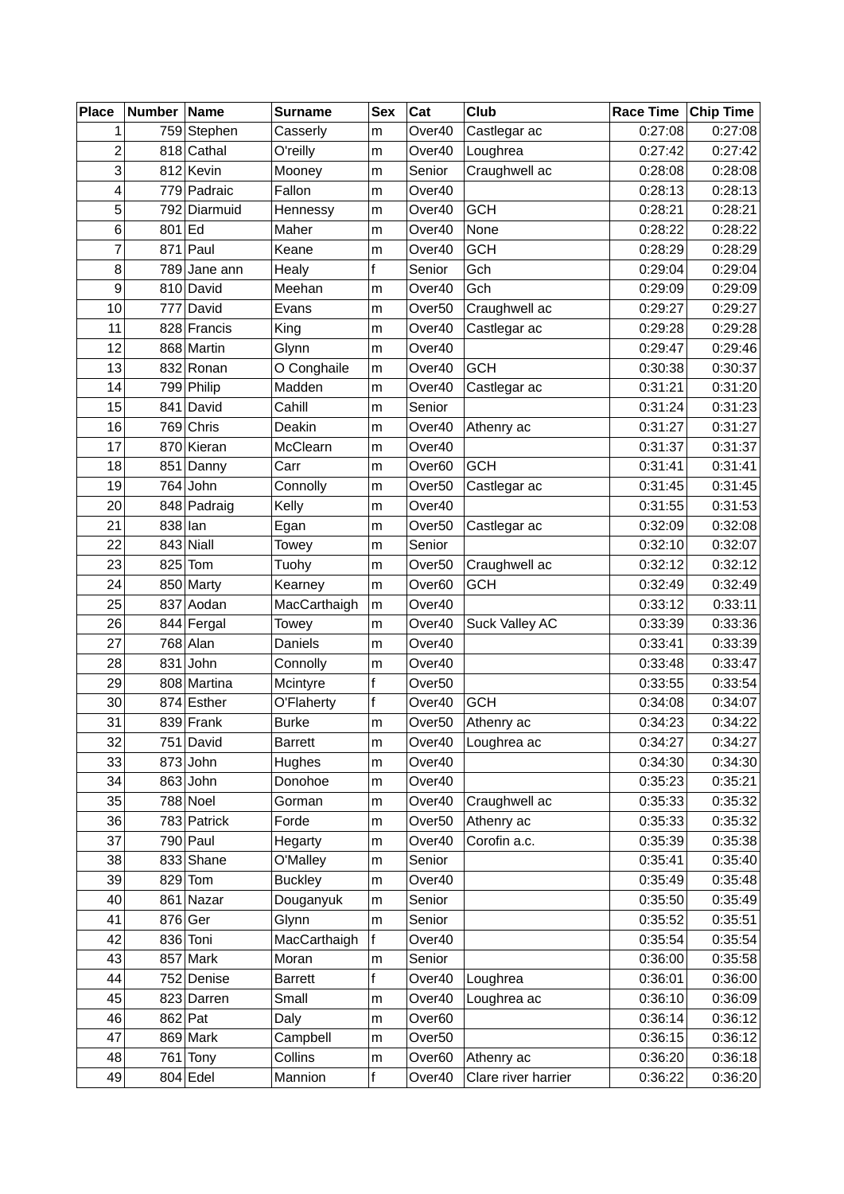| Place | Number | Name | Surname | Sex | Cat | Club | Race Time | Chip Time |
|---|---|---|---|---|---|---|---|---|
| 1 | 759 | Stephen | Casserly | m | Over40 | Castlegar ac | 0:27:08 | 0:27:08 |
| 2 | 818 | Cathal | O'reilly | m | Over40 | Loughrea | 0:27:42 | 0:27:42 |
| 3 | 812 | Kevin | Mooney | m | Senior | Craughwell ac | 0:28:08 | 0:28:08 |
| 4 | 779 | Padraic | Fallon | m | Over40 | | 0:28:13 | 0:28:13 |
| 5 | 792 | Diarmuid | Hennessy | m | Over40 | GCH | 0:28:21 | 0:28:21 |
| 6 | 801 | Ed | Maher | m | Over40 | None | 0:28:22 | 0:28:22 |
| 7 | 871 | Paul | Keane | m | Over40 | GCH | 0:28:29 | 0:28:29 |
| 8 | 789 | Jane ann | Healy | f | Senior | Gch | 0:29:04 | 0:29:04 |
| 9 | 810 | David | Meehan | m | Over40 | Gch | 0:29:09 | 0:29:09 |
| 10 | 777 | David | Evans | m | Over50 | Craughwell ac | 0:29:27 | 0:29:27 |
| 11 | 828 | Francis | King | m | Over40 | Castlegar ac | 0:29:28 | 0:29:28 |
| 12 | 868 | Martin | Glynn | m | Over40 | | 0:29:47 | 0:29:46 |
| 13 | 832 | Ronan | O Conghaile | m | Over40 | GCH | 0:30:38 | 0:30:37 |
| 14 | 799 | Philip | Madden | m | Over40 | Castlegar ac | 0:31:21 | 0:31:20 |
| 15 | 841 | David | Cahill | m | Senior | | 0:31:24 | 0:31:23 |
| 16 | 769 | Chris | Deakin | m | Over40 | Athenry ac | 0:31:27 | 0:31:27 |
| 17 | 870 | Kieran | McClearn | m | Over40 | | 0:31:37 | 0:31:37 |
| 18 | 851 | Danny | Carr | m | Over60 | GCH | 0:31:41 | 0:31:41 |
| 19 | 764 | John | Connolly | m | Over50 | Castlegar ac | 0:31:45 | 0:31:45 |
| 20 | 848 | Padraig | Kelly | m | Over40 | | 0:31:55 | 0:31:53 |
| 21 | 838 | Ian | Egan | m | Over50 | Castlegar ac | 0:32:09 | 0:32:08 |
| 22 | 843 | Niall | Towey | m | Senior | | 0:32:10 | 0:32:07 |
| 23 | 825 | Tom | Tuohy | m | Over50 | Craughwell ac | 0:32:12 | 0:32:12 |
| 24 | 850 | Marty | Kearney | m | Over60 | GCH | 0:32:49 | 0:32:49 |
| 25 | 837 | Aodan | MacCarthaigh | m | Over40 | | 0:33:12 | 0:33:11 |
| 26 | 844 | Fergal | Towey | m | Over40 | Suck Valley AC | 0:33:39 | 0:33:36 |
| 27 | 768 | Alan | Daniels | m | Over40 | | 0:33:41 | 0:33:39 |
| 28 | 831 | John | Connolly | m | Over40 | | 0:33:48 | 0:33:47 |
| 29 | 808 | Martina | Mcintyre | f | Over50 | | 0:33:55 | 0:33:54 |
| 30 | 874 | Esther | O'Flaherty | f | Over40 | GCH | 0:34:08 | 0:34:07 |
| 31 | 839 | Frank | Burke | m | Over50 | Athenry ac | 0:34:23 | 0:34:22 |
| 32 | 751 | David | Barrett | m | Over40 | Loughrea ac | 0:34:27 | 0:34:27 |
| 33 | 873 | John | Hughes | m | Over40 | | 0:34:30 | 0:34:30 |
| 34 | 863 | John | Donohoe | m | Over40 | | 0:35:23 | 0:35:21 |
| 35 | 788 | Noel | Gorman | m | Over40 | Craughwell ac | 0:35:33 | 0:35:32 |
| 36 | 783 | Patrick | Forde | m | Over50 | Athenry ac | 0:35:33 | 0:35:32 |
| 37 | 790 | Paul | Hegarty | m | Over40 | Corofin a.c. | 0:35:39 | 0:35:38 |
| 38 | 833 | Shane | O'Malley | m | Senior | | 0:35:41 | 0:35:40 |
| 39 | 829 | Tom | Buckley | m | Over40 | | 0:35:49 | 0:35:48 |
| 40 | 861 | Nazar | Douganyuk | m | Senior | | 0:35:50 | 0:35:49 |
| 41 | 876 | Ger | Glynn | m | Senior | | 0:35:52 | 0:35:51 |
| 42 | 836 | Toni | MacCarthaigh | f | Over40 | | 0:35:54 | 0:35:54 |
| 43 | 857 | Mark | Moran | m | Senior | | 0:36:00 | 0:35:58 |
| 44 | 752 | Denise | Barrett | f | Over40 | Loughrea | 0:36:01 | 0:36:00 |
| 45 | 823 | Darren | Small | m | Over40 | Loughrea ac | 0:36:10 | 0:36:09 |
| 46 | 862 | Pat | Daly | m | Over60 | | 0:36:14 | 0:36:12 |
| 47 | 869 | Mark | Campbell | m | Over50 | | 0:36:15 | 0:36:12 |
| 48 | 761 | Tony | Collins | m | Over60 | Athenry ac | 0:36:20 | 0:36:18 |
| 49 | 804 | Edel | Mannion | f | Over40 | Clare river harrier | 0:36:22 | 0:36:20 |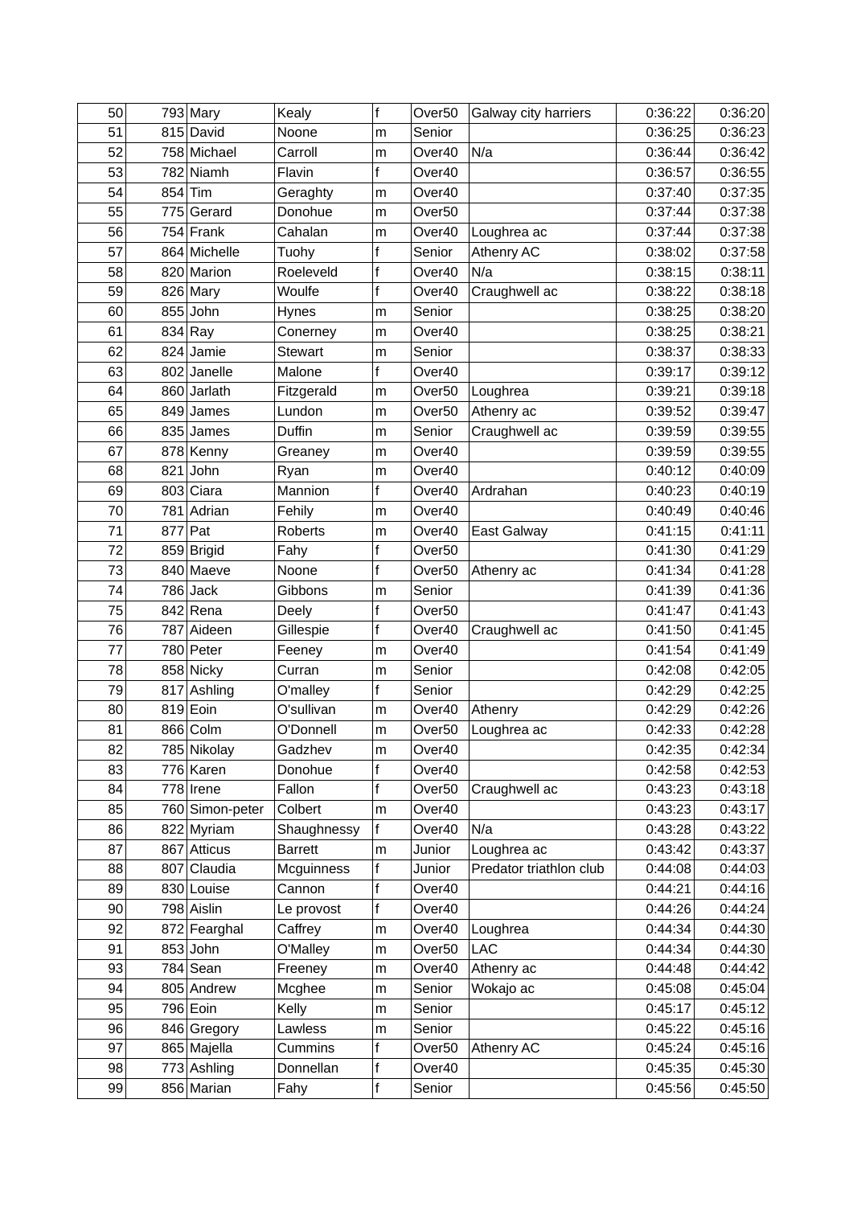| | | | | | | | | |
|---|---|---|---|---|---|---|---|---|
| 50 | 793 | Mary | Kealy | f | Over50 | Galway city harriers | 0:36:22 | 0:36:20 |
| 51 | 815 | David | Noone | m | Senior | | 0:36:25 | 0:36:23 |
| 52 | 758 | Michael | Carroll | m | Over40 | N/a | 0:36:44 | 0:36:42 |
| 53 | 782 | Niamh | Flavin | f | Over40 | | 0:36:57 | 0:36:55 |
| 54 | 854 | Tim | Geraghty | m | Over40 | | 0:37:40 | 0:37:35 |
| 55 | 775 | Gerard | Donohue | m | Over50 | | 0:37:44 | 0:37:38 |
| 56 | 754 | Frank | Cahalan | m | Over40 | Loughrea ac | 0:37:44 | 0:37:38 |
| 57 | 864 | Michelle | Tuohy | f | Senior | Athenry AC | 0:38:02 | 0:37:58 |
| 58 | 820 | Marion | Roeleveld | f | Over40 | N/a | 0:38:15 | 0:38:11 |
| 59 | 826 | Mary | Woulfe | f | Over40 | Craughwell ac | 0:38:22 | 0:38:18 |
| 60 | 855 | John | Hynes | m | Senior | | 0:38:25 | 0:38:20 |
| 61 | 834 | Ray | Conerney | m | Over40 | | 0:38:25 | 0:38:21 |
| 62 | 824 | Jamie | Stewart | m | Senior | | 0:38:37 | 0:38:33 |
| 63 | 802 | Janelle | Malone | f | Over40 | | 0:39:17 | 0:39:12 |
| 64 | 860 | Jarlath | Fitzgerald | m | Over50 | Loughrea | 0:39:21 | 0:39:18 |
| 65 | 849 | James | Lundon | m | Over50 | Athenry ac | 0:39:52 | 0:39:47 |
| 66 | 835 | James | Duffin | m | Senior | Craughwell ac | 0:39:59 | 0:39:55 |
| 67 | 878 | Kenny | Greaney | m | Over40 | | 0:39:59 | 0:39:55 |
| 68 | 821 | John | Ryan | m | Over40 | | 0:40:12 | 0:40:09 |
| 69 | 803 | Ciara | Mannion | f | Over40 | Ardrahan | 0:40:23 | 0:40:19 |
| 70 | 781 | Adrian | Fehily | m | Over40 | | 0:40:49 | 0:40:46 |
| 71 | 877 | Pat | Roberts | m | Over40 | East Galway | 0:41:15 | 0:41:11 |
| 72 | 859 | Brigid | Fahy | f | Over50 | | 0:41:30 | 0:41:29 |
| 73 | 840 | Maeve | Noone | f | Over50 | Athenry ac | 0:41:34 | 0:41:28 |
| 74 | 786 | Jack | Gibbons | m | Senior | | 0:41:39 | 0:41:36 |
| 75 | 842 | Rena | Deely | f | Over50 | | 0:41:47 | 0:41:43 |
| 76 | 787 | Aideen | Gillespie | f | Over40 | Craughwell ac | 0:41:50 | 0:41:45 |
| 77 | 780 | Peter | Feeney | m | Over40 | | 0:41:54 | 0:41:49 |
| 78 | 858 | Nicky | Curran | m | Senior | | 0:42:08 | 0:42:05 |
| 79 | 817 | Ashling | O'malley | f | Senior | | 0:42:29 | 0:42:25 |
| 80 | 819 | Eoin | O'sullivan | m | Over40 | Athenry | 0:42:29 | 0:42:26 |
| 81 | 866 | Colm | O'Donnell | m | Over50 | Loughrea ac | 0:42:33 | 0:42:28 |
| 82 | 785 | Nikolay | Gadzhev | m | Over40 | | 0:42:35 | 0:42:34 |
| 83 | 776 | Karen | Donohue | f | Over40 | | 0:42:58 | 0:42:53 |
| 84 | 778 | Irene | Fallon | f | Over50 | Craughwell ac | 0:43:23 | 0:43:18 |
| 85 | 760 | Simon-peter | Colbert | m | Over40 | | 0:43:23 | 0:43:17 |
| 86 | 822 | Myriam | Shaughnessy | f | Over40 | N/a | 0:43:28 | 0:43:22 |
| 87 | 867 | Atticus | Barrett | m | Junior | Loughrea ac | 0:43:42 | 0:43:37 |
| 88 | 807 | Claudia | Mcguinness | f | Junior | Predator triathlon club | 0:44:08 | 0:44:03 |
| 89 | 830 | Louise | Cannon | f | Over40 | | 0:44:21 | 0:44:16 |
| 90 | 798 | Aislin | Le provost | f | Over40 | | 0:44:26 | 0:44:24 |
| 92 | 872 | Fearghal | Caffrey | m | Over40 | Loughrea | 0:44:34 | 0:44:30 |
| 91 | 853 | John | O'Malley | m | Over50 | LAC | 0:44:34 | 0:44:30 |
| 93 | 784 | Sean | Freeney | m | Over40 | Athenry ac | 0:44:48 | 0:44:42 |
| 94 | 805 | Andrew | Mcghee | m | Senior | Wokajo ac | 0:45:08 | 0:45:04 |
| 95 | 796 | Eoin | Kelly | m | Senior | | 0:45:17 | 0:45:12 |
| 96 | 846 | Gregory | Lawless | m | Senior | | 0:45:22 | 0:45:16 |
| 97 | 865 | Majella | Cummins | f | Over50 | Athenry AC | 0:45:24 | 0:45:16 |
| 98 | 773 | Ashling | Donnellan | f | Over40 | | 0:45:35 | 0:45:30 |
| 99 | 856 | Marian | Fahy | f | Senior | | 0:45:56 | 0:45:50 |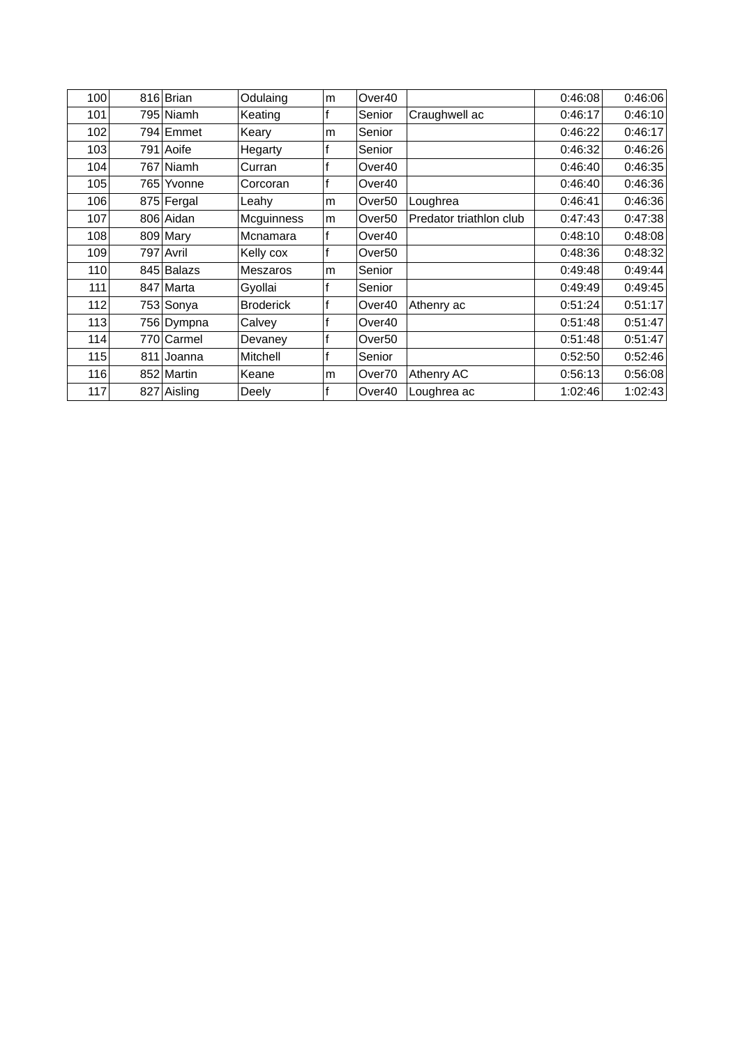| | | | | | | | | |
|---|---|---|---|---|---|---|---|---|
| 100 | 816 | Brian | Odulaing | m | Over40 | | 0:46:08 | 0:46:06 |
| 101 | 795 | Niamh | Keating | f | Senior | Craughwell ac | 0:46:17 | 0:46:10 |
| 102 | 794 | Emmet | Keary | m | Senior | | 0:46:22 | 0:46:17 |
| 103 | 791 | Aoife | Hegarty | f | Senior | | 0:46:32 | 0:46:26 |
| 104 | 767 | Niamh | Curran | f | Over40 | | 0:46:40 | 0:46:35 |
| 105 | 765 | Yvonne | Corcoran | f | Over40 | | 0:46:40 | 0:46:36 |
| 106 | 875 | Fergal | Leahy | m | Over50 | Loughrea | 0:46:41 | 0:46:36 |
| 107 | 806 | Aidan | Mcguinness | m | Over50 | Predator triathlon club | 0:47:43 | 0:47:38 |
| 108 | 809 | Mary | Mcnamara | f | Over40 | | 0:48:10 | 0:48:08 |
| 109 | 797 | Avril | Kelly cox | f | Over50 | | 0:48:36 | 0:48:32 |
| 110 | 845 | Balazs | Meszaros | m | Senior | | 0:49:48 | 0:49:44 |
| 111 | 847 | Marta | Gyollai | f | Senior | | 0:49:49 | 0:49:45 |
| 112 | 753 | Sonya | Broderick | f | Over40 | Athenry ac | 0:51:24 | 0:51:17 |
| 113 | 756 | Dympna | Calvey | f | Over40 | | 0:51:48 | 0:51:47 |
| 114 | 770 | Carmel | Devaney | f | Over50 | | 0:51:48 | 0:51:47 |
| 115 | 811 | Joanna | Mitchell | f | Senior | | 0:52:50 | 0:52:46 |
| 116 | 852 | Martin | Keane | m | Over70 | Athenry AC | 0:56:13 | 0:56:08 |
| 117 | 827 | Aisling | Deely | f | Over40 | Loughrea ac | 1:02:46 | 1:02:43 |